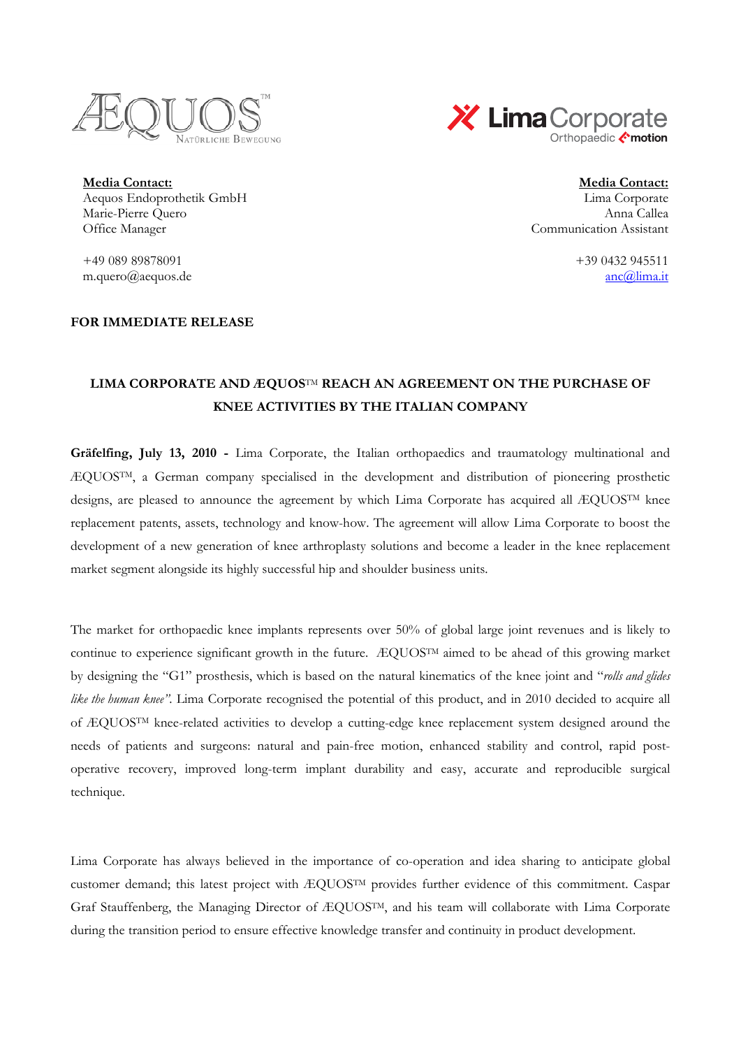**Media Contact:**
Aequos Endoprothetik GmbH
Marie-Pierre Quero
Office Manager

+49 089 89878091
m.quero@aequos.de

**Media Contact:**
Lima Corporate
Anna Callea
Communication Assistant

+39 0432 945511
anc@lima.it

**FOR IMMEDIATE RELEASE**

## LIMA CORPORATE AND ÆQUOS™ REACH AN AGREEMENT ON THE PURCHASE OF KNEE ACTIVITIES BY THE ITALIAN COMPANY

**Gräfelfing, July 13, 2010 -** Lima Corporate, the Italian orthopaedics and traumatology multinational and ÆQUOS™, a German company specialised in the development and distribution of pioneering prosthetic designs, are pleased to announce the agreement by which Lima Corporate has acquired all ÆQUOS™ knee replacement patents, assets, technology and know-how. The agreement will allow Lima Corporate to boost the development of a new generation of knee arthroplasty solutions and become a leader in the knee replacement market segment alongside its highly successful hip and shoulder business units.

The market for orthopaedic knee implants represents over 50% of global large joint revenues and is likely to continue to experience significant growth in the future. ÆQUOS™ aimed to be ahead of this growing market by designing the "G1" prosthesis, which is based on the natural kinematics of the knee joint and "*rolls and glides like the human knee*". Lima Corporate recognised the potential of this product, and in 2010 decided to acquire all of ÆQUOS™ knee-related activities to develop a cutting-edge knee replacement system designed around the needs of patients and surgeons: natural and pain-free motion, enhanced stability and control, rapid post-operative recovery, improved long-term implant durability and easy, accurate and reproducible surgical technique.

Lima Corporate has always believed in the importance of co-operation and idea sharing to anticipate global customer demand; this latest project with ÆQUOS™ provides further evidence of this commitment. Caspar Graf Stauffenberg, the Managing Director of ÆQUOS™, and his team will collaborate with Lima Corporate during the transition period to ensure effective knowledge transfer and continuity in product development.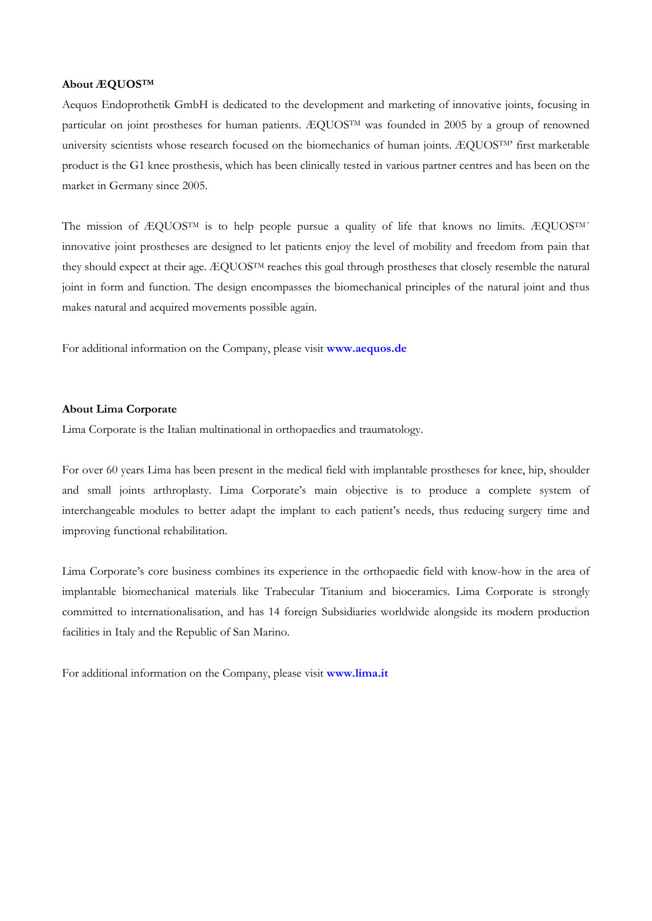**About ÆQUOS™**

Aequos Endoprothetik GmbH is dedicated to the development and marketing of innovative joints, focusing in particular on joint prostheses for human patients. ÆQUOS™ was founded in 2005 by a group of renowned university scientists whose research focused on the biomechanics of human joints. ÆQUOS™' first marketable product is the G1 knee prosthesis, which has been clinically tested in various partner centres and has been on the market in Germany since 2005.

The mission of ÆQUOS™ is to help people pursue a quality of life that knows no limits. ÆQUOS™´ innovative joint prostheses are designed to let patients enjoy the level of mobility and freedom from pain that they should expect at their age. ÆQUOS™ reaches this goal through prostheses that closely resemble the natural joint in form and function. The design encompasses the biomechanical principles of the natural joint and thus makes natural and acquired movements possible again.

For additional information on the Company, please visit **www.aequos.de**

**About Lima Corporate**

Lima Corporate is the Italian multinational in orthopaedics and traumatology.

For over 60 years Lima has been present in the medical field with implantable prostheses for knee, hip, shoulder and small joints arthroplasty. Lima Corporate's main objective is to produce a complete system of interchangeable modules to better adapt the implant to each patient's needs, thus reducing surgery time and improving functional rehabilitation.

Lima Corporate's core business combines its experience in the orthopaedic field with know-how in the area of implantable biomechanical materials like Trabecular Titanium and bioceramics. Lima Corporate is strongly committed to internationalisation, and has 14 foreign Subsidiaries worldwide alongside its modern production facilities in Italy and the Republic of San Marino.

For additional information on the Company, please visit **www.lima.it**